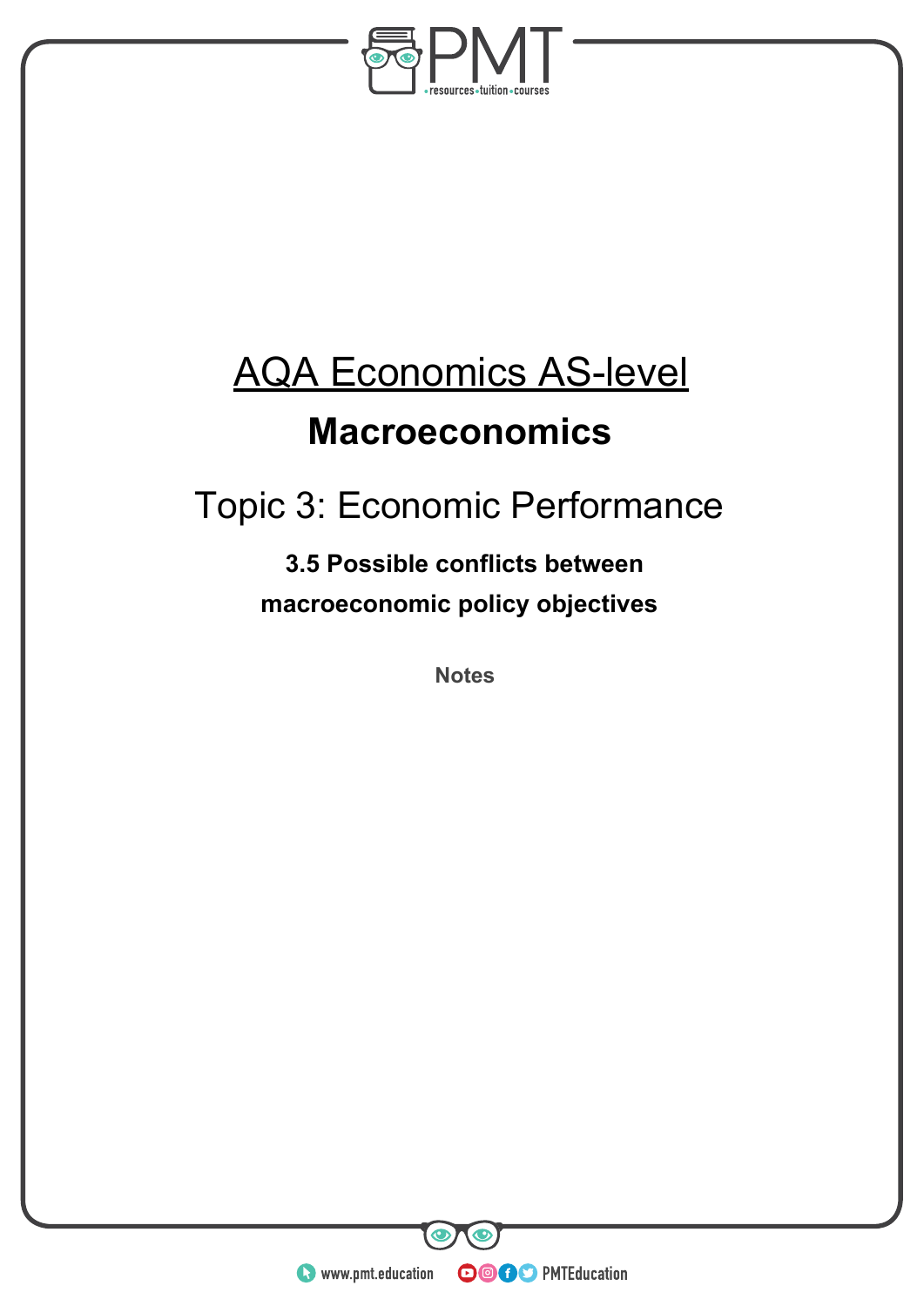# AQA Economics AS-level

## Macroeconomics

## Topic 3: Economic Performance

### 3.5 Possible conflicts between macroeconomic policy objectives

**Notes**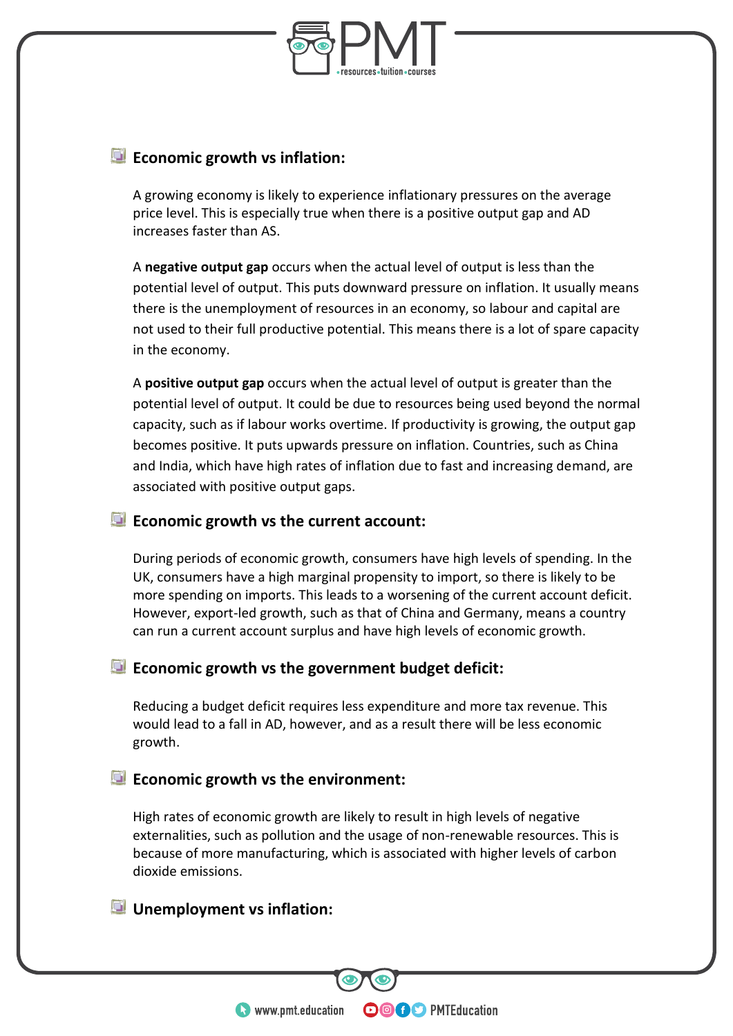### Economic growth vs inflation:

A growing economy is likely to experience inflationary pressures on the average price level. This is especially true when there is a positive output gap and AD increases faster than AS.

A **negative output gap** occurs when the actual level of output is less than the potential level of output. This puts downward pressure on inflation. It usually means there is the unemployment of resources in an economy, so labour and capital are not used to their full productive potential. This means there is a lot of spare capacity in the economy.

A **positive output gap** occurs when the actual level of output is greater than the potential level of output. It could be due to resources being used beyond the normal capacity, such as if labour works overtime. If productivity is growing, the output gap becomes positive. It puts upwards pressure on inflation. Countries, such as China and India, which have high rates of inflation due to fast and increasing demand, are associated with positive output gaps.

### Economic growth vs the current account:

During periods of economic growth, consumers have high levels of spending. In the UK, consumers have a high marginal propensity to import, so there is likely to be more spending on imports. This leads to a worsening of the current account deficit. However, export-led growth, such as that of China and Germany, means a country can run a current account surplus and have high levels of economic growth.

### Economic growth vs the government budget deficit:

Reducing a budget deficit requires less expenditure and more tax revenue. This would lead to a fall in AD, however, and as a result there will be less economic growth.

### Economic growth vs the environment:

High rates of economic growth are likely to result in high levels of negative externalities, such as pollution and the usage of non-renewable resources. This is because of more manufacturing, which is associated with higher levels of carbon dioxide emissions.

### Unemployment vs inflation: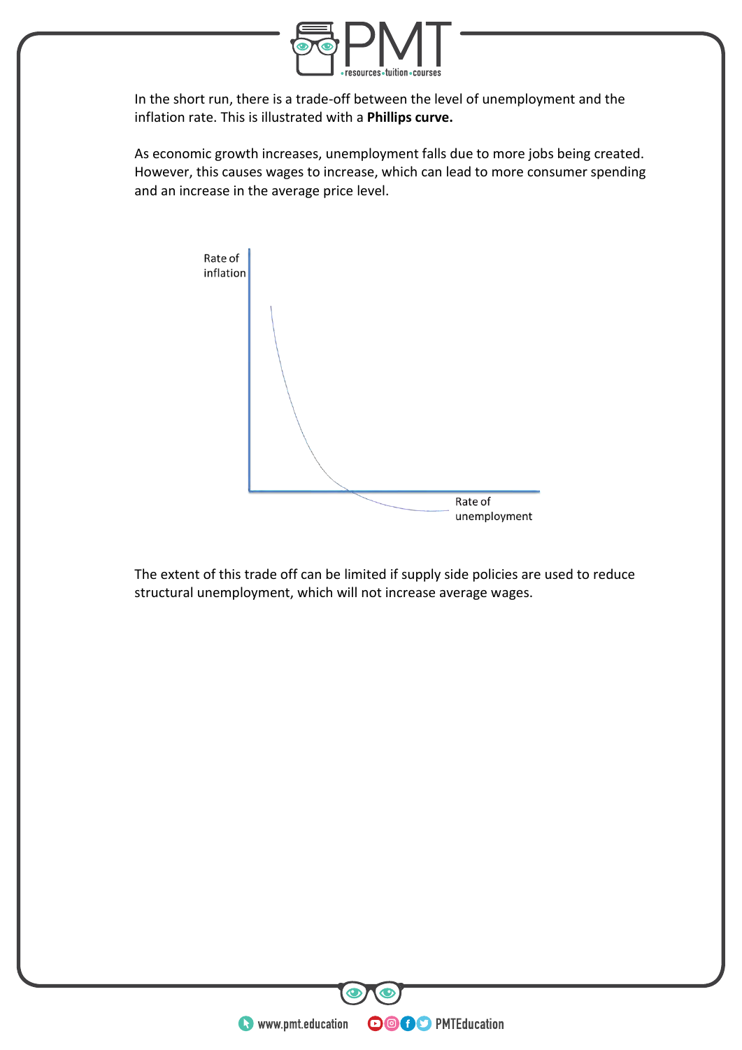In the short run, there is a trade-off between the level of unemployment and the inflation rate. This is illustrated with a **Phillips curve.**

As economic growth increases, unemployment falls due to more jobs being created. However, this causes wages to increase, which can lead to more consumer spending and an increase in the average price level.

Rate of inflation

Rate of unemployment

The extent of this trade off can be limited if supply side policies are used to reduce structural unemployment, which will not increase average wages.